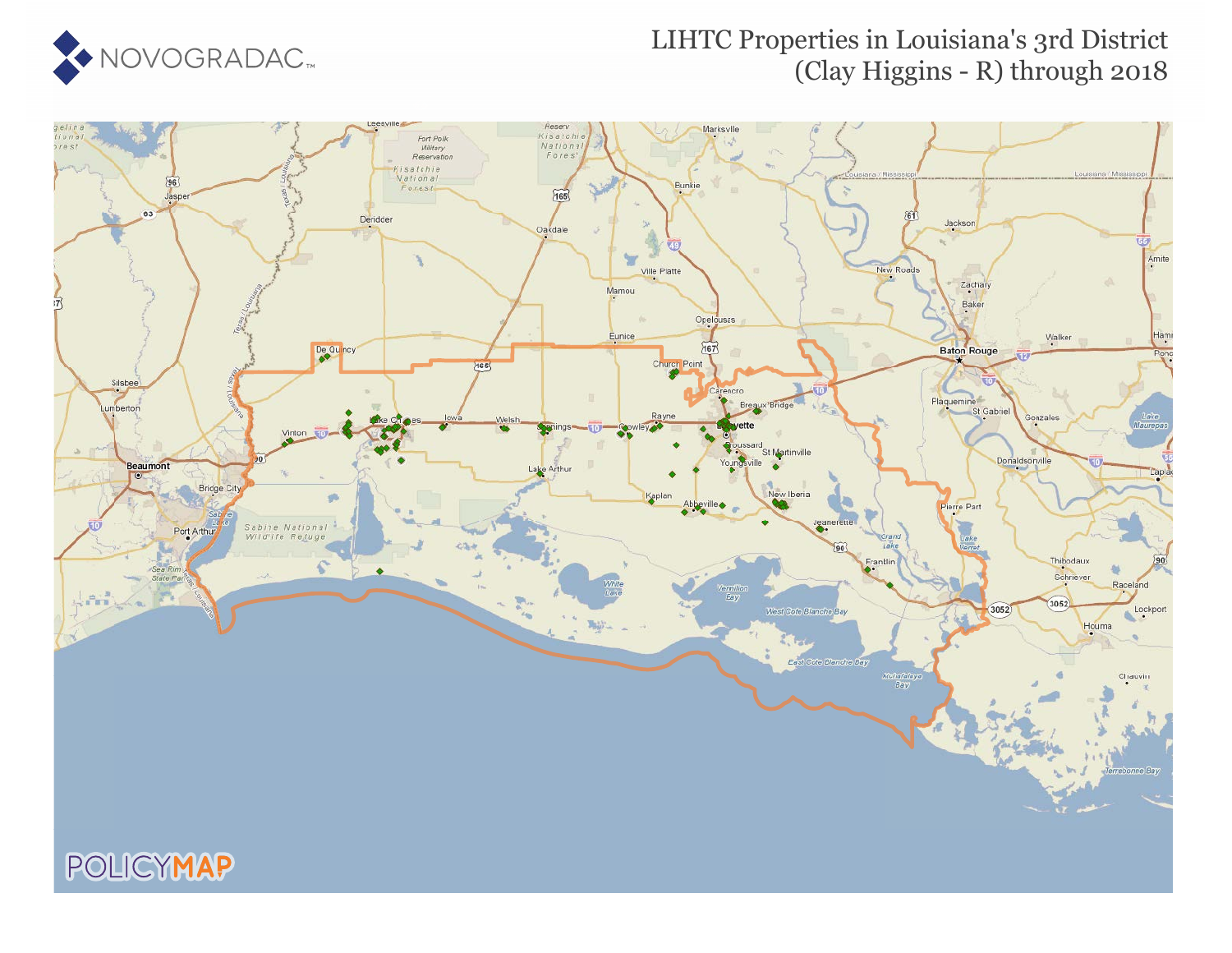# LIHTC Properties in Louisiana's 3rd District (Clay Higgins - R) through 2018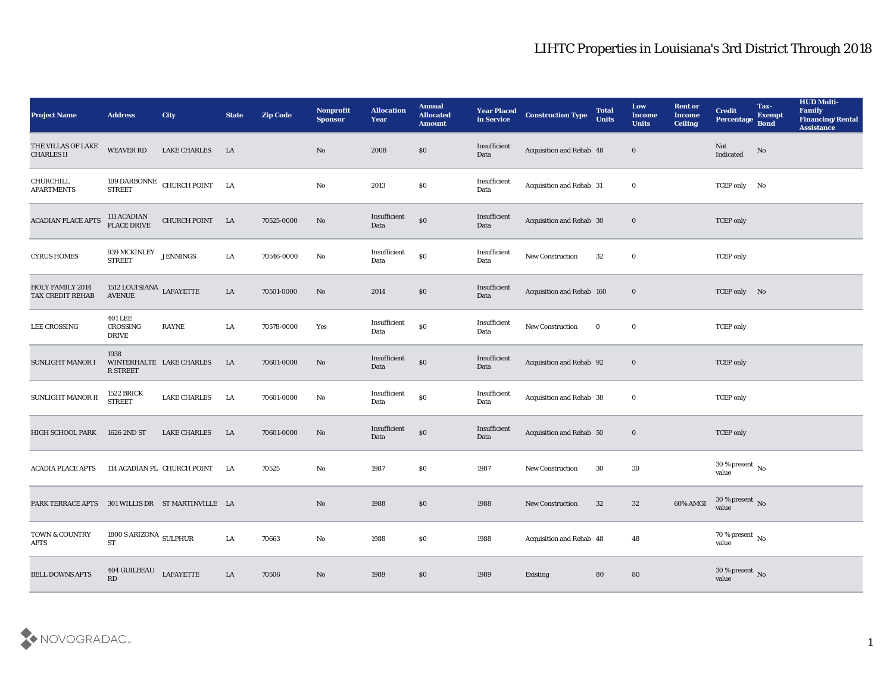# LIHTC Properties in Louisiana's 3rd District Through 2018

| Project Name | Address | City | State | Zip Code | Nonprofit Sponsor | Allocation Year | Annual Allocated Amount | Year Placed in Service | Construction Type | Total Units | Low Income Units | Rent or Income Ceiling | Credit Percentage | Tax-Exempt Bond | HUD Multi-Family Financing/Rental Assistance |
|---|---|---|---|---|---|---|---|---|---|---|---|---|---|---|---|
| THE VILLAS OF LAKE CHARLES II | WEAVER RD | LAKE CHARLES | LA | | No | 2008 | $0 | Insufficient Data | Acquisition and Rehab | 48 | 0 | | Not Indicated | No | |
| CHURCHILL APARTMENTS | 109 DARBONNE STREET | CHURCH POINT | LA | | No | 2013 | $0 | Insufficient Data | Acquisition and Rehab | 31 | 0 | | TCEP only | No | |
| ACADIAN PLACE APTS | 111 ACADIAN PLACE DRIVE | CHURCH POINT | LA | 70525-0000 | No | Insufficient Data | $0 | Insufficient Data | Acquisition and Rehab | 30 | 0 | | TCEP only | | |
| CYRUS HOMES | 939 MCKINLEY STREET | JENNINGS | LA | 70546-0000 | No | Insufficient Data | $0 | Insufficient Data | New Construction | 32 | 0 | | TCEP only | | |
| HOLY FAMILY 2014 TAX CREDIT REHAB | 1512 LOUISIANA AVENUE | LAFAYETTE | LA | 70501-0000 | No | 2014 | $0 | Insufficient Data | Acquisition and Rehab | 160 | 0 | | TCEP only | No | |
| LEE CROSSING | 401 LEE CROSSING DRIVE | RAYNE | LA | 70578-0000 | Yes | Insufficient Data | $0 | Insufficient Data | New Construction | 0 | 0 | | TCEP only | | |
| SUNLIGHT MANOR I | 1938 WINTERHALTER STREET | LAKE CHARLES | LA | 70601-0000 | No | Insufficient Data | $0 | Insufficient Data | Acquisition and Rehab | 92 | 0 | | TCEP only | | |
| SUNLIGHT MANOR II | 1522 BRICK STREET | LAKE CHARLES | LA | 70601-0000 | No | Insufficient Data | $0 | Insufficient Data | Acquisition and Rehab | 38 | 0 | | TCEP only | | |
| HIGH SCHOOL PARK | 1626 2ND ST | LAKE CHARLES | LA | 70601-0000 | No | Insufficient Data | $0 | Insufficient Data | Acquisition and Rehab | 50 | 0 | | TCEP only | | |
| ACADIA PLACE APTS | 114 ACADIAN PL | CHURCH POINT | LA | 70525 | No | 1987 | $0 | 1987 | New Construction | 30 | 30 | | 30 % present value | No | |
| PARK TERRACE APTS | 301 WILLIS DR | ST MARTINVILLE | LA | | No | 1988 | $0 | 1988 | New Construction | 32 | 32 | 60% AMGI | 30 % present value | No | |
| TOWN & COUNTRY APTS | 1800 S ARIZONA ST | SULPHUR | LA | 70663 | No | 1988 | $0 | 1988 | Acquisition and Rehab | 48 | 48 | | 70 % present value | No | |
| BELL DOWNS APTS | 404 GUILBEAU RD | LAFAYETTE | LA | 70506 | No | 1989 | $0 | 1989 | Existing | 80 | 80 | | 30 % present value | No | |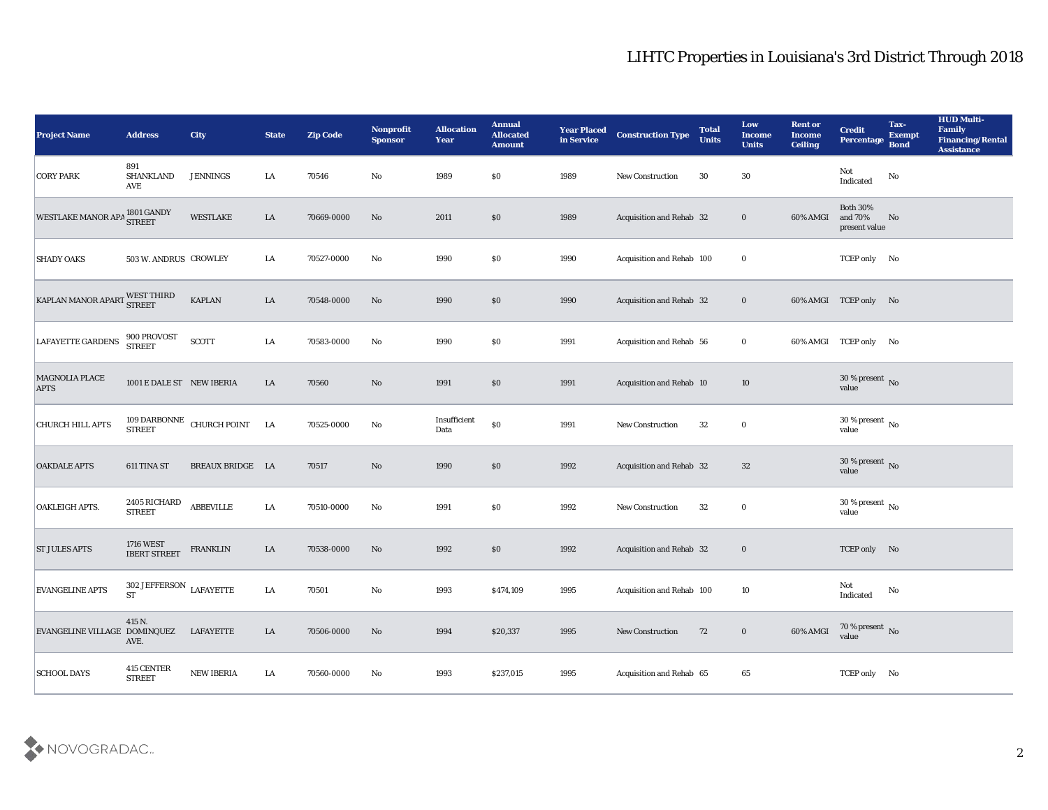# LIHTC Properties in Louisiana's 3rd District Through 2018

| Project Name | Address | City | State | Zip Code | Nonprofit Sponsor | Allocation Year | Annual Allocated Amount | Year Placed in Service | Construction Type | Total Units | Low Income Units | Rent or Income Ceiling | Credit Percentage | Tax-Exempt Bond | HUD Multi-Family Financing/Rental Assistance |
|---|---|---|---|---|---|---|---|---|---|---|---|---|---|---|---|
| CORY PARK | 891 SHANKLAND AVE | JENNINGS | LA | 70546 | No | 1989 | $0 | 1989 | New Construction | 30 | 30 | | Not Indicated | No | |
| WESTLAKE MANOR APA | 1801 GANDY STREET | WESTLAKE | LA | 70669-0000 | No | 2011 | $0 | 1989 | Acquisition and Rehab | 32 | 0 | 60% AMGI | Both 30% and 70% present value | No | |
| SHADY OAKS | 503 W. ANDRUS | CROWLEY | LA | 70527-0000 | No | 1990 | $0 | 1990 | Acquisition and Rehab | 100 | 0 | | TCEP only | No | |
| KAPLAN MANOR APART | WEST THIRD STREET | KAPLAN | LA | 70548-0000 | No | 1990 | $0 | 1990 | Acquisition and Rehab | 32 | 0 | 60% AMGI | TCEP only | No | |
| LAFAYETTE GARDENS | 900 PROVOST STREET | SCOTT | LA | 70583-0000 | No | 1990 | $0 | 1991 | Acquisition and Rehab | 56 | 0 | 60% AMGI | TCEP only | No | |
| MAGNOLIA PLACE APTS | 1001 E DALE ST | NEW IBERIA | LA | 70560 | No | 1991 | $0 | 1991 | Acquisition and Rehab | 10 | 10 | | 30 % present value | No | |
| CHURCH HILL APTS | 109 DARBONNE STREET | CHURCH POINT | LA | 70525-0000 | No | Insufficient Data | $0 | 1991 | New Construction | 32 | 0 | | 30 % present value | No | |
| OAKDALE APTS | 611 TINA ST | BREAUX BRIDGE | LA | 70517 | No | 1990 | $0 | 1992 | Acquisition and Rehab | 32 | 32 | | 30 % present value | No | |
| OAKLEIGH APTS. | 2405 RICHARD STREET | ABBEVILLE | LA | 70510-0000 | No | 1991 | $0 | 1992 | New Construction | 32 | 0 | | 30 % present value | No | |
| ST JULES APTS | 1716 WEST IBERT STREET | FRANKLIN | LA | 70538-0000 | No | 1992 | $0 | 1992 | Acquisition and Rehab | 32 | 0 | | TCEP only | No | |
| EVANGELINE APTS | 302 JEFFERSON ST | LAFAYETTE | LA | 70501 | No | 1993 | $474,109 | 1995 | Acquisition and Rehab | 100 | 10 | | Not Indicated | No | |
| EVANGELINE VILLAGE | 415 N. DOMINQUEZ AVE. | LAFAYETTE | LA | 70506-0000 | No | 1994 | $20,337 | 1995 | New Construction | 72 | 0 | 60% AMGI | 70 % present value | No | |
| SCHOOL DAYS | 415 CENTER STREET | NEW IBERIA | LA | 70560-0000 | No | 1993 | $237,015 | 1995 | Acquisition and Rehab | 65 | 65 | | TCEP only | No | |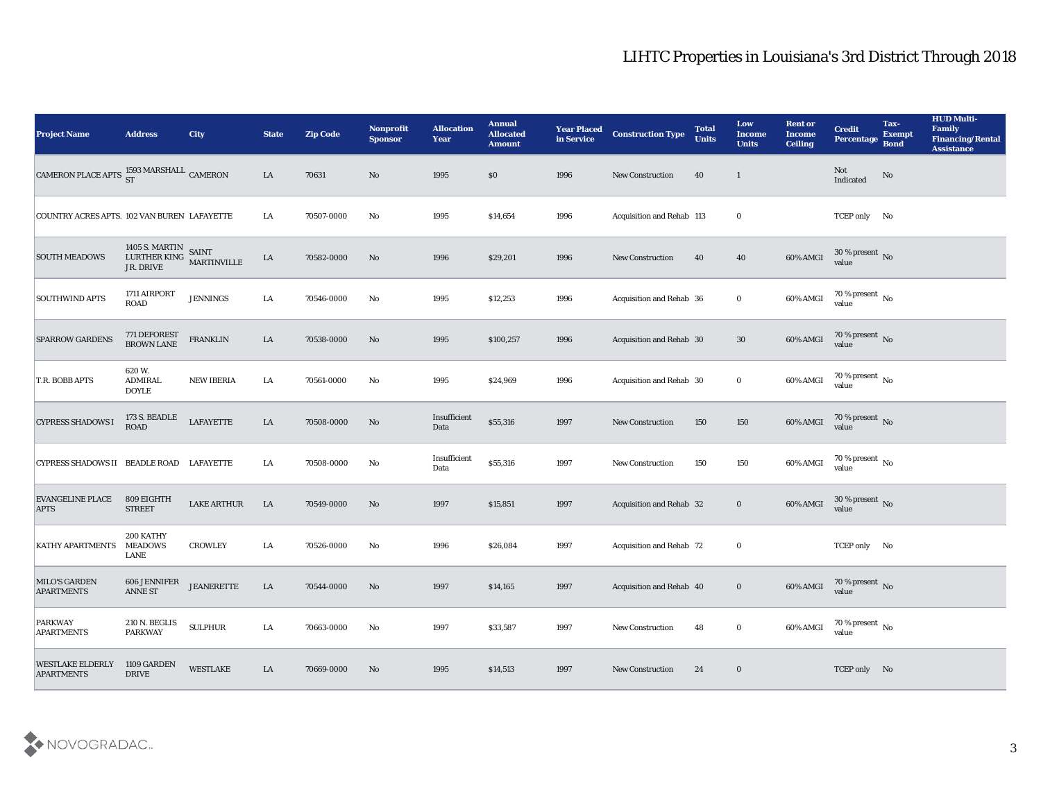# LIHTC Properties in Louisiana's 3rd District Through 2018

| Project Name | Address | City | State | Zip Code | Nonprofit Sponsor | Allocation Year | Annual Allocated Amount | Year Placed in Service | Construction Type | Total Units | Low Income Units | Rent or Income Ceiling | Credit Percentage | Tax-Exempt Bond | HUD Multi-Family Financing/Rental Assistance |
|---|---|---|---|---|---|---|---|---|---|---|---|---|---|---|---|
| CAMERON PLACE APTS | 1593 MARSHALL ST | CAMERON | LA | 70631 | No | 1995 | $0 | 1996 | New Construction | 40 | 1 | | Not Indicated | No | |
| COUNTRY ACRES APTS. | 102 VAN BUREN | LAFAYETTE | LA | 70507-0000 | No | 1995 | $14,654 | 1996 | Acquisition and Rehab | 113 | 0 | | TCEP only | No | |
| SOUTH MEADOWS | 1405 S. MARTIN LURTHER KING JR. DRIVE | SAINT MARTINVILLE | LA | 70582-0000 | No | 1996 | $29,201 | 1996 | New Construction | 40 | 40 | 60% AMGI | 30 % present value | No | |
| SOUTHWIND APTS | 1711 AIRPORT ROAD | JENNINGS | LA | 70546-0000 | No | 1995 | $12,253 | 1996 | Acquisition and Rehab | 36 | 0 | 60% AMGI | 70 % present value | No | |
| SPARROW GARDENS | 771 DEFOREST BROWN LANE | FRANKLIN | LA | 70538-0000 | No | 1995 | $100,257 | 1996 | Acquisition and Rehab | 30 | 30 | 60% AMGI | 70 % present value | No | |
| T.R. BOBB APTS | 620 W. ADMIRAL DOYLE | NEW IBERIA | LA | 70561-0000 | No | 1995 | $24,969 | 1996 | Acquisition and Rehab | 30 | 0 | 60% AMGI | 70 % present value | No | |
| CYPRESS SHADOWS I | 173 S. BEADLE ROAD | LAFAYETTE | LA | 70508-0000 | No | Insufficient Data | $55,316 | 1997 | New Construction | 150 | 150 | 60% AMGI | 70 % present value | No | |
| CYPRESS SHADOWS II | BEADLE ROAD | LAFAYETTE | LA | 70508-0000 | No | Insufficient Data | $55,316 | 1997 | New Construction | 150 | 150 | 60% AMGI | 70 % present value | No | |
| EVANGELINE PLACE APTS | 809 EIGHTH STREET | LAKE ARTHUR | LA | 70549-0000 | No | 1997 | $15,851 | 1997 | Acquisition and Rehab | 32 | 0 | 60% AMGI | 30 % present value | No | |
| KATHY APARTMENTS | 200 KATHY MEADOWS LANE | CROWLEY | LA | 70526-0000 | No | 1996 | $26,084 | 1997 | Acquisition and Rehab | 72 | 0 | | TCEP only | No | |
| MILO'S GARDEN APARTMENTS | 606 JENNIFER ANNE ST | JEANERETTE | LA | 70544-0000 | No | 1997 | $14,165 | 1997 | Acquisition and Rehab | 40 | 0 | 60% AMGI | 70 % present value | No | |
| PARKWAY APARTMENTS | 210 N. BEGLIS PARKWAY | SULPHUR | LA | 70663-0000 | No | 1997 | $33,587 | 1997 | New Construction | 48 | 0 | 60% AMGI | 70 % present value | No | |
| WESTLAKE ELDERLY APARTMENTS | 1109 GARDEN DRIVE | WESTLAKE | LA | 70669-0000 | No | 1995 | $14,513 | 1997 | New Construction | 24 | 0 | | TCEP only | No | |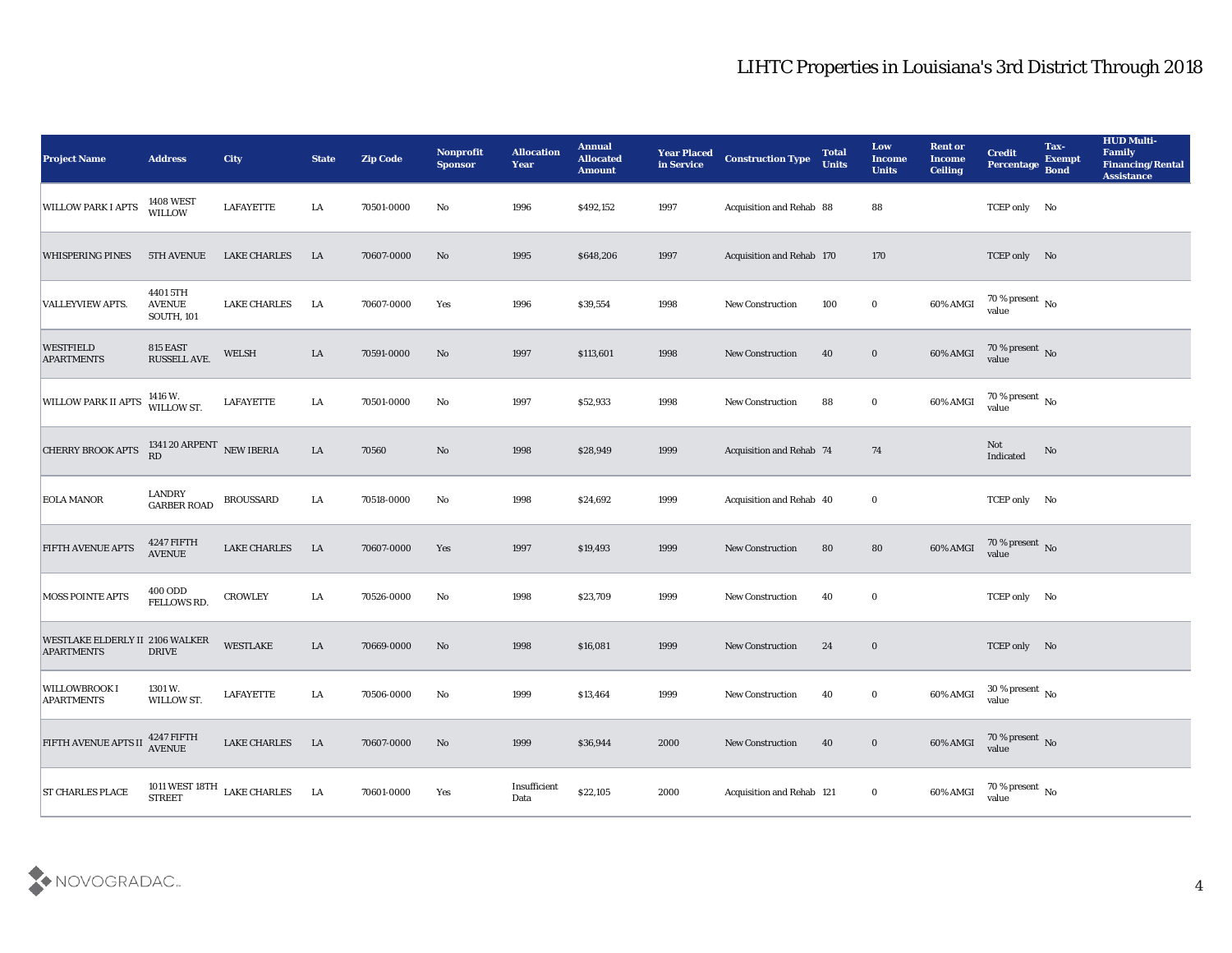# LIHTC Properties in Louisiana's 3rd District Through 2018

| Project Name | Address | City | State | Zip Code | Nonprofit Sponsor | Allocation Year | Annual Allocated Amount | Year Placed in Service | Construction Type | Total Units | Low Income Units | Rent or Income Ceiling | Credit Percentage | Tax-Exempt Bond | HUD Multi-Family Financing/Rental Assistance |
|---|---|---|---|---|---|---|---|---|---|---|---|---|---|---|---|
| WILLOW PARK I APTS | 1408 WEST WILLOW | LAFAYETTE | LA | 70501-0000 | No | 1996 | $492,152 | 1997 | Acquisition and Rehab | 88 | 88 | | TCEP only | No | |
| WHISPERING PINES | 5TH AVENUE | LAKE CHARLES | LA | 70607-0000 | No | 1995 | $648,206 | 1997 | Acquisition and Rehab | 170 | 170 | | TCEP only | No | |
| VALLEYVIEW APTS. | 4401 5TH AVENUE SOUTH, 101 | LAKE CHARLES | LA | 70607-0000 | Yes | 1996 | $39,554 | 1998 | New Construction | 100 | 0 | 60% AMGI | 70 % present value | No | |
| WESTFIELD APARTMENTS | 815 EAST RUSSELL AVE. | WELSH | LA | 70591-0000 | No | 1997 | $113,601 | 1998 | New Construction | 40 | 0 | 60% AMGI | 70 % present value | No | |
| WILLOW PARK II APTS | 1416 W. WILLOW ST. | LAFAYETTE | LA | 70501-0000 | No | 1997 | $52,933 | 1998 | New Construction | 88 | 0 | 60% AMGI | 70 % present value | No | |
| CHERRY BROOK APTS | 1341 20 ARPENT RD | NEW IBERIA | LA | 70560 | No | 1998 | $28,949 | 1999 | Acquisition and Rehab | 74 | 74 | | Not Indicated | No | |
| EOLA MANOR | LANDRY GARBER ROAD | BROUSSARD | LA | 70518-0000 | No | 1998 | $24,692 | 1999 | Acquisition and Rehab | 40 | 0 | | TCEP only | No | |
| FIFTH AVENUE APTS | 4247 FIFTH AVENUE | LAKE CHARLES | LA | 70607-0000 | Yes | 1997 | $19,493 | 1999 | New Construction | 80 | 80 | 60% AMGI | 70 % present value | No | |
| MOSS POINTE APTS | 400 ODD FELLOWS RD. | CROWLEY | LA | 70526-0000 | No | 1998 | $23,709 | 1999 | New Construction | 40 | 0 | | TCEP only | No | |
| WESTLAKE ELDERLY II APARTMENTS | 2106 WALKER DRIVE | WESTLAKE | LA | 70669-0000 | No | 1998 | $16,081 | 1999 | New Construction | 24 | 0 | | TCEP only | No | |
| WILLOWBROOK I APARTMENTS | 1301 W. WILLOW ST. | LAFAYETTE | LA | 70506-0000 | No | 1999 | $13,464 | 1999 | New Construction | 40 | 0 | 60% AMGI | 30 % present value | No | |
| FIFTH AVENUE APTS II | 4247 FIFTH AVENUE | LAKE CHARLES | LA | 70607-0000 | No | 1999 | $36,944 | 2000 | New Construction | 40 | 0 | 60% AMGI | 70 % present value | No | |
| ST CHARLES PLACE | 1011 WEST 18TH STREET | LAKE CHARLES | LA | 70601-0000 | Yes | Insufficient Data | $22,105 | 2000 | Acquisition and Rehab | 121 | 0 | 60% AMGI | 70 % present value | No | |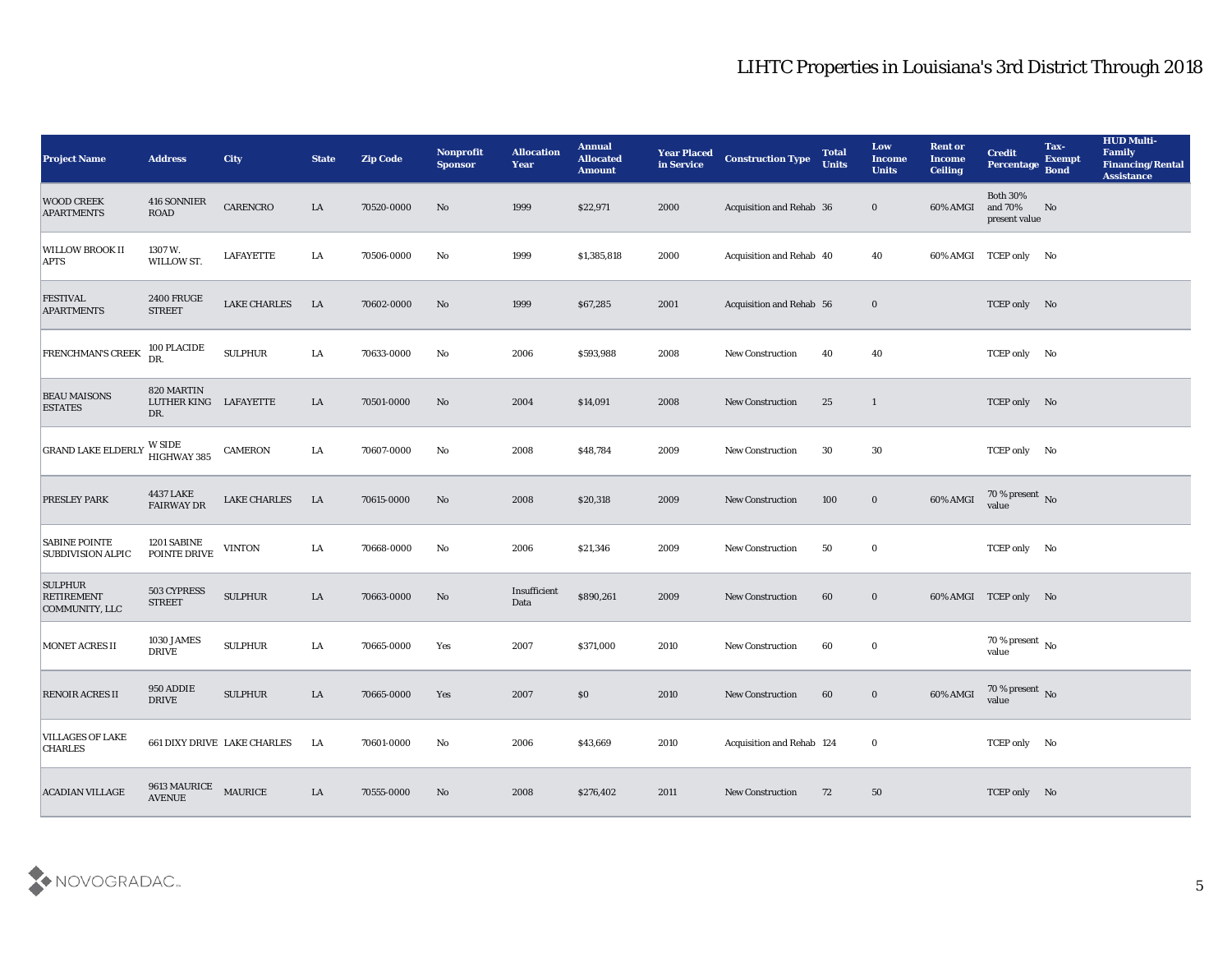| Project Name | Address | City | State | Zip Code | Nonprofit Sponsor | Allocation Year | Annual Allocated Amount | Year Placed in Service | Construction Type | Total Units | Low Income Units | Rent or Income Ceiling | Credit Percentage | Tax-Exempt Bond | HUD Multi-Family Financing/Rental Assistance |
|---|---|---|---|---|---|---|---|---|---|---|---|---|---|---|---|
| WOOD CREEK APARTMENTS | 416 SONNIER ROAD | CARENCRO | LA | 70520-0000 | No | 1999 | $22,971 | 2000 | Acquisition and Rehab | 36 | 0 | 60% AMGI | Both 30% and 70% present value | No | |
| WILLOW BROOK II APTS | 1307 W. WILLOW ST. | LAFAYETTE | LA | 70506-0000 | No | 1999 | $1,385,818 | 2000 | Acquisition and Rehab | 40 | 40 | 60% AMGI | TCEP only | No | |
| FESTIVAL APARTMENTS | 2400 FRUGE STREET | LAKE CHARLES | LA | 70602-0000 | No | 1999 | $67,285 | 2001 | Acquisition and Rehab | 56 | 0 | | TCEP only | No | |
| FRENCHMAN'S CREEK | 100 PLACIDE DR. | SULPHUR | LA | 70633-0000 | No | 2006 | $593,988 | 2008 | New Construction | 40 | 40 | | TCEP only | No | |
| BEAU MAISONS ESTATES | 820 MARTIN LUTHER KING DR. | LAFAYETTE | LA | 70501-0000 | No | 2004 | $14,091 | 2008 | New Construction | 25 | 1 | | TCEP only | No | |
| GRAND LAKE ELDERLY | W SIDE HIGHWAY 385 | CAMERON | LA | 70607-0000 | No | 2008 | $48,784 | 2009 | New Construction | 30 | 30 | | TCEP only | No | |
| PRESLEY PARK | 4437 LAKE FAIRWAY DR | LAKE CHARLES | LA | 70615-0000 | No | 2008 | $20,318 | 2009 | New Construction | 100 | 0 | 60% AMGI | 70 % present value | No | |
| SABINE POINTE SUBDIVISION ALPIC | 1201 SABINE POINTE DRIVE | VINTON | LA | 70668-0000 | No | 2006 | $21,346 | 2009 | New Construction | 50 | 0 | | TCEP only | No | |
| SULPHUR RETIREMENT COMMUNITY, LLC | 503 CYPRESS STREET | SULPHUR | LA | 70663-0000 | No | Insufficient Data | $890,261 | 2009 | New Construction | 60 | 0 | 60% AMGI | TCEP only | No | |
| MONET ACRES II | 1030 JAMES DRIVE | SULPHUR | LA | 70665-0000 | Yes | 2007 | $371,000 | 2010 | New Construction | 60 | 0 | | 70 % present value | No | |
| RENOIR ACRES II | 950 ADDIE DRIVE | SULPHUR | LA | 70665-0000 | Yes | 2007 | $0 | 2010 | New Construction | 60 | 0 | 60% AMGI | 70 % present value | No | |
| VILLAGES OF LAKE CHARLES | 661 DIXY DRIVE | LAKE CHARLES | LA | 70601-0000 | No | 2006 | $43,669 | 2010 | Acquisition and Rehab | 124 | 0 | | TCEP only | No | |
| ACADIAN VILLAGE | 9613 MAURICE AVENUE | MAURICE | LA | 70555-0000 | No | 2008 | $276,402 | 2011 | New Construction | 72 | 50 | | TCEP only | No | |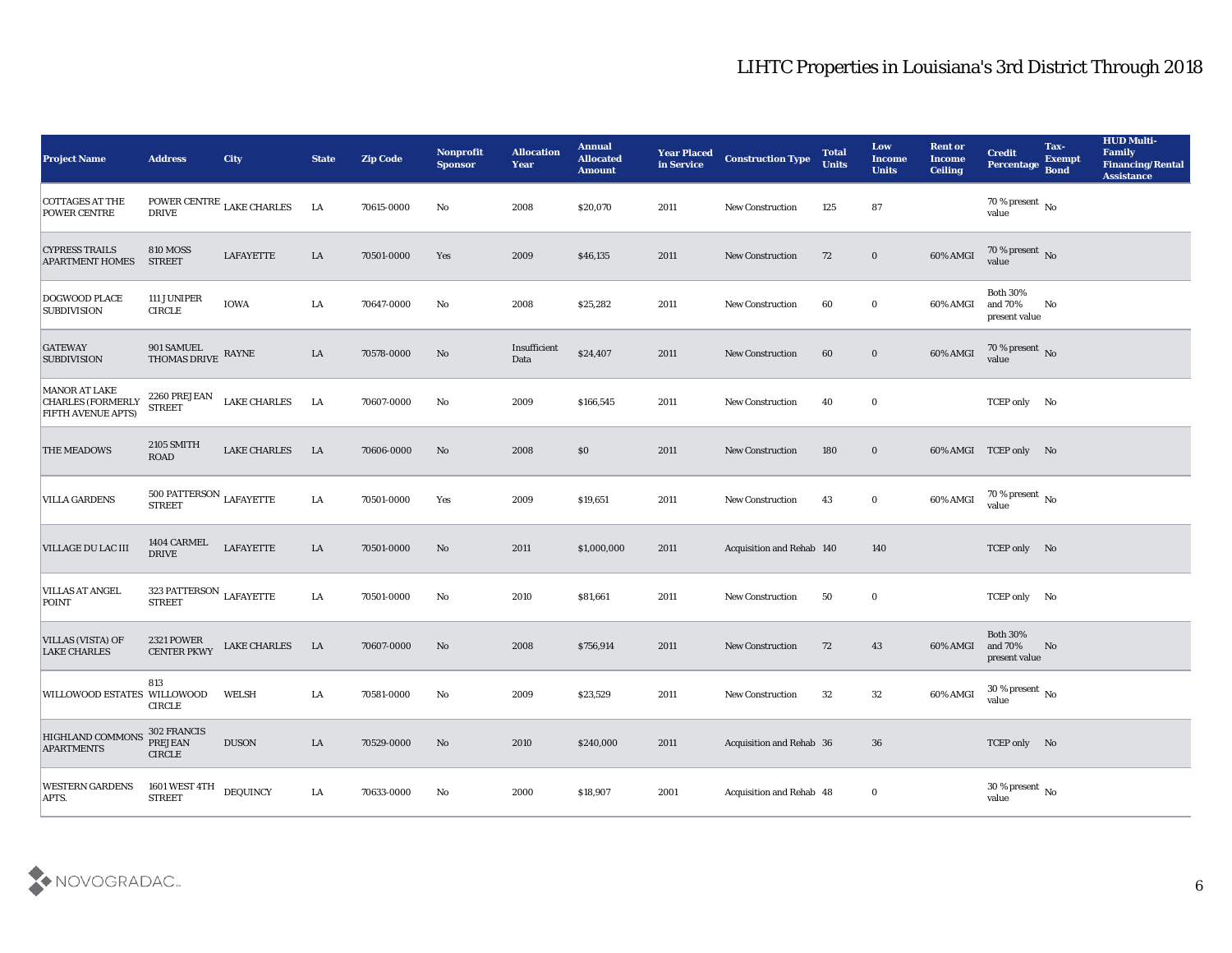# LIHTC Properties in Louisiana's 3rd District Through 2018

| Project Name | Address | City | State | Zip Code | Nonprofit Sponsor | Allocation Year | Annual Allocated Amount | Year Placed in Service | Construction Type | Total Units | Low Income Units | Rent or Income Ceiling | Credit Percentage | Tax-Exempt Bond | HUD Multi-Family Financing/Rental Assistance |
|---|---|---|---|---|---|---|---|---|---|---|---|---|---|---|---|
| COTTAGES AT THE POWER CENTRE | POWER CENTRE DRIVE | LAKE CHARLES | LA | 70615-0000 | No | 2008 | $20,070 | 2011 | New Construction | 125 | 87 | | 70 % present value | No | |
| CYPRESS TRAILS APARTMENT HOMES | 810 MOSS STREET | LAFAYETTE | LA | 70501-0000 | Yes | 2009 | $46,135 | 2011 | New Construction | 72 | 0 | 60% AMGI | 70 % present value | No | |
| DOGWOOD PLACE SUBDIVISION | 111 JUNIPER CIRCLE | IOWA | LA | 70647-0000 | No | 2008 | $25,282 | 2011 | New Construction | 60 | 0 | 60% AMGI | Both 30% and 70% present value | No | |
| GATEWAY SUBDIVISION | 901 SAMUEL THOMAS DRIVE | RAYNE | LA | 70578-0000 | No | Insufficient Data | $24,407 | 2011 | New Construction | 60 | 0 | 60% AMGI | 70 % present value | No | |
| MANOR AT LAKE CHARLES (FORMERLY FIFTH AVENUE APTS) | 2260 PREJEAN STREET | LAKE CHARLES | LA | 70607-0000 | No | 2009 | $166,545 | 2011 | New Construction | 40 | 0 | | TCEP only | No | |
| THE MEADOWS | 2105 SMITH ROAD | LAKE CHARLES | LA | 70606-0000 | No | 2008 | $0 | 2011 | New Construction | 180 | 0 | 60% AMGI | TCEP only | No | |
| VILLA GARDENS | 500 PATTERSON STREET | LAFAYETTE | LA | 70501-0000 | Yes | 2009 | $19,651 | 2011 | New Construction | 43 | 0 | 60% AMGI | 70 % present value | No | |
| VILLAGE DU LAC III | 1404 CARMEL DRIVE | LAFAYETTE | LA | 70501-0000 | No | 2011 | $1,000,000 | 2011 | Acquisition and Rehab | 140 | 140 | | TCEP only | No | |
| VILLAS AT ANGEL POINT | 323 PATTERSON STREET | LAFAYETTE | LA | 70501-0000 | No | 2010 | $81,661 | 2011 | New Construction | 50 | 0 | | TCEP only | No | |
| VILLAS (VISTA) OF LAKE CHARLES | 2321 POWER CENTER PKWY | LAKE CHARLES | LA | 70607-0000 | No | 2008 | $756,914 | 2011 | New Construction | 72 | 43 | 60% AMGI | Both 30% and 70% present value | No | |
| WILLOWOOD ESTATES | 813 WILLOWOOD CIRCLE | WELSH | LA | 70581-0000 | No | 2009 | $23,529 | 2011 | New Construction | 32 | 32 | 60% AMGI | 30 % present value | No | |
| HIGHLAND COMMONS APARTMENTS | 302 FRANCIS PREJEAN CIRCLE | DUSON | LA | 70529-0000 | No | 2010 | $240,000 | 2011 | Acquisition and Rehab | 36 | 36 | | TCEP only | No | |
| WESTERN GARDENS APTS. | 1601 WEST 4TH STREET | DEQUINCY | LA | 70633-0000 | No | 2000 | $18,907 | 2001 | Acquisition and Rehab | 48 | 0 | | 30 % present value | No | |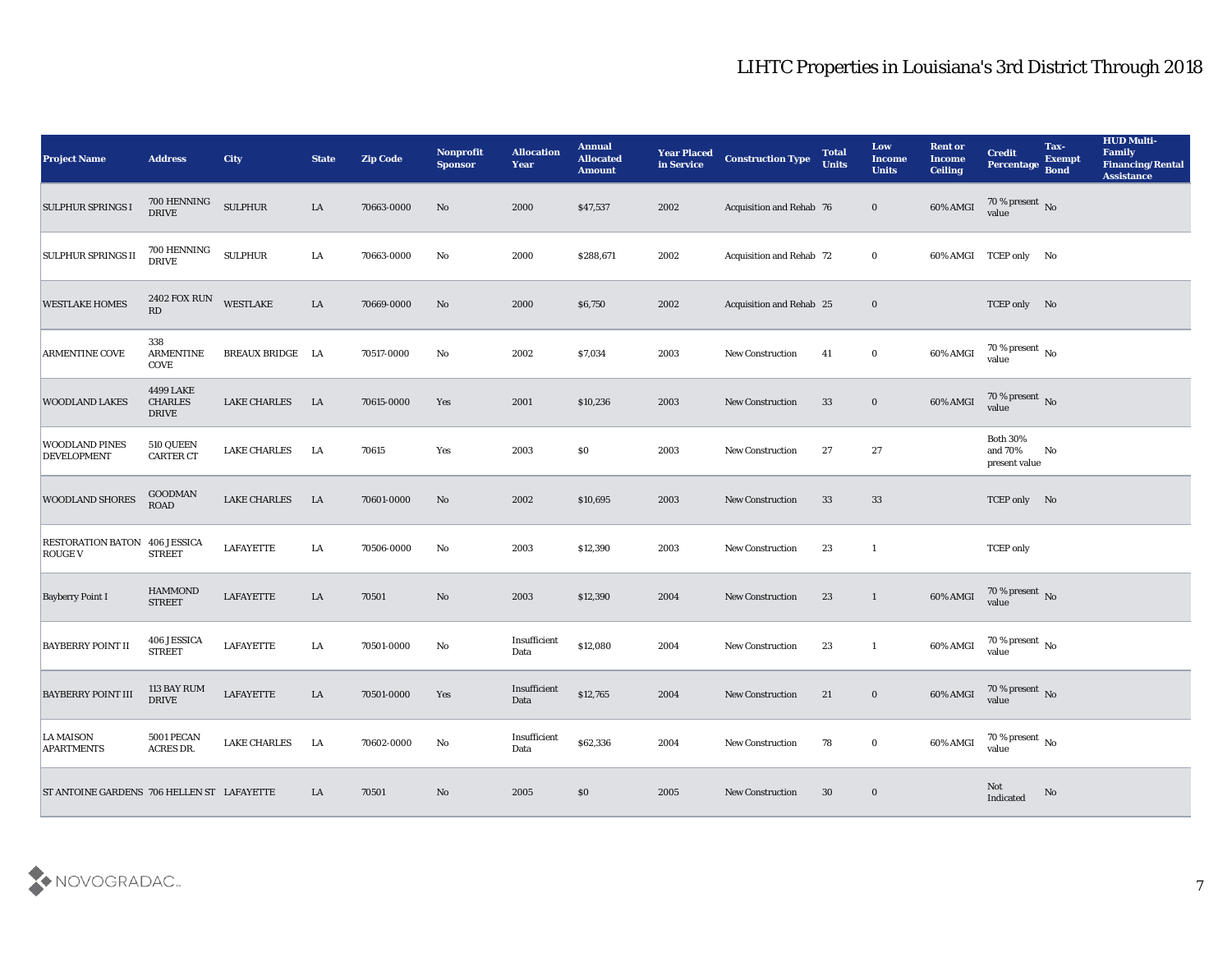# LIHTC Properties in Louisiana's 3rd District Through 2018

| Project Name | Address | City | State | Zip Code | Nonprofit Sponsor | Allocation Year | Annual Allocated Amount | Year Placed in Service | Construction Type | Total Units | Low Income Units | Rent or Income Ceiling | Credit Percentage | Tax-Exempt Bond | HUD Multi-Family Financing/Rental Assistance |
|---|---|---|---|---|---|---|---|---|---|---|---|---|---|---|---|
| SULPHUR SPRINGS I | 700 HENNING DRIVE | SULPHUR | LA | 70663-0000 | No | 2000 | $47,537 | 2002 | Acquisition and Rehab | 76 | 0 | 60% AMGI | 70 % present value | No | |
| SULPHUR SPRINGS II | 700 HENNING DRIVE | SULPHUR | LA | 70663-0000 | No | 2000 | $288,671 | 2002 | Acquisition and Rehab | 72 | 0 | 60% AMGI | TCEP only | No | |
| WESTLAKE HOMES | 2402 FOX RUN RD | WESTLAKE | LA | 70669-0000 | No | 2000 | $6,750 | 2002 | Acquisition and Rehab | 25 | 0 | | TCEP only | No | |
| ARMENTINE COVE | 338 ARMENTINE COVE | BREAUX BRIDGE | LA | 70517-0000 | No | 2002 | $7,034 | 2003 | New Construction | 41 | 0 | 60% AMGI | 70 % present value | No | |
| WOODLAND LAKES | 4499 LAKE CHARLES DRIVE | LAKE CHARLES | LA | 70615-0000 | Yes | 2001 | $10,236 | 2003 | New Construction | 33 | 0 | 60% AMGI | 70 % present value | No | |
| WOODLAND PINES DEVELOPMENT | 510 QUEEN CARTER CT | LAKE CHARLES | LA | 70615 | Yes | 2003 | $0 | 2003 | New Construction | 27 | 27 | | Both 30% and 70% present value | No | |
| WOODLAND SHORES | GOODMAN ROAD | LAKE CHARLES | LA | 70601-0000 | No | 2002 | $10,695 | 2003 | New Construction | 33 | 33 | | TCEP only | No | |
| RESTORATION BATON ROUGE V | 406 JESSICA STREET | LAFAYETTE | LA | 70506-0000 | No | 2003 | $12,390 | 2003 | New Construction | 23 | 1 | | TCEP only | | |
| Bayberry Point I | HAMMOND STREET | LAFAYETTE | LA | 70501 | No | 2003 | $12,390 | 2004 | New Construction | 23 | 1 | 60% AMGI | 70 % present value | No | |
| BAYBERRY POINT II | 406 JESSICA STREET | LAFAYETTE | LA | 70501-0000 | No | Insufficient Data | $12,080 | 2004 | New Construction | 23 | 1 | 60% AMGI | 70 % present value | No | |
| BAYBERRY POINT III | 113 BAY RUM DRIVE | LAFAYETTE | LA | 70501-0000 | Yes | Insufficient Data | $12,765 | 2004 | New Construction | 21 | 0 | 60% AMGI | 70 % present value | No | |
| LA MAISON APARTMENTS | 5001 PECAN ACRES DR. | LAKE CHARLES | LA | 70602-0000 | No | Insufficient Data | $62,336 | 2004 | New Construction | 78 | 0 | 60% AMGI | 70 % present value | No | |
| ST ANTOINE GARDENS | 706 HELLEN ST | LAFAYETTE | LA | 70501 | No | 2005 | $0 | 2005 | New Construction | 30 | 0 | | Not Indicated | No | |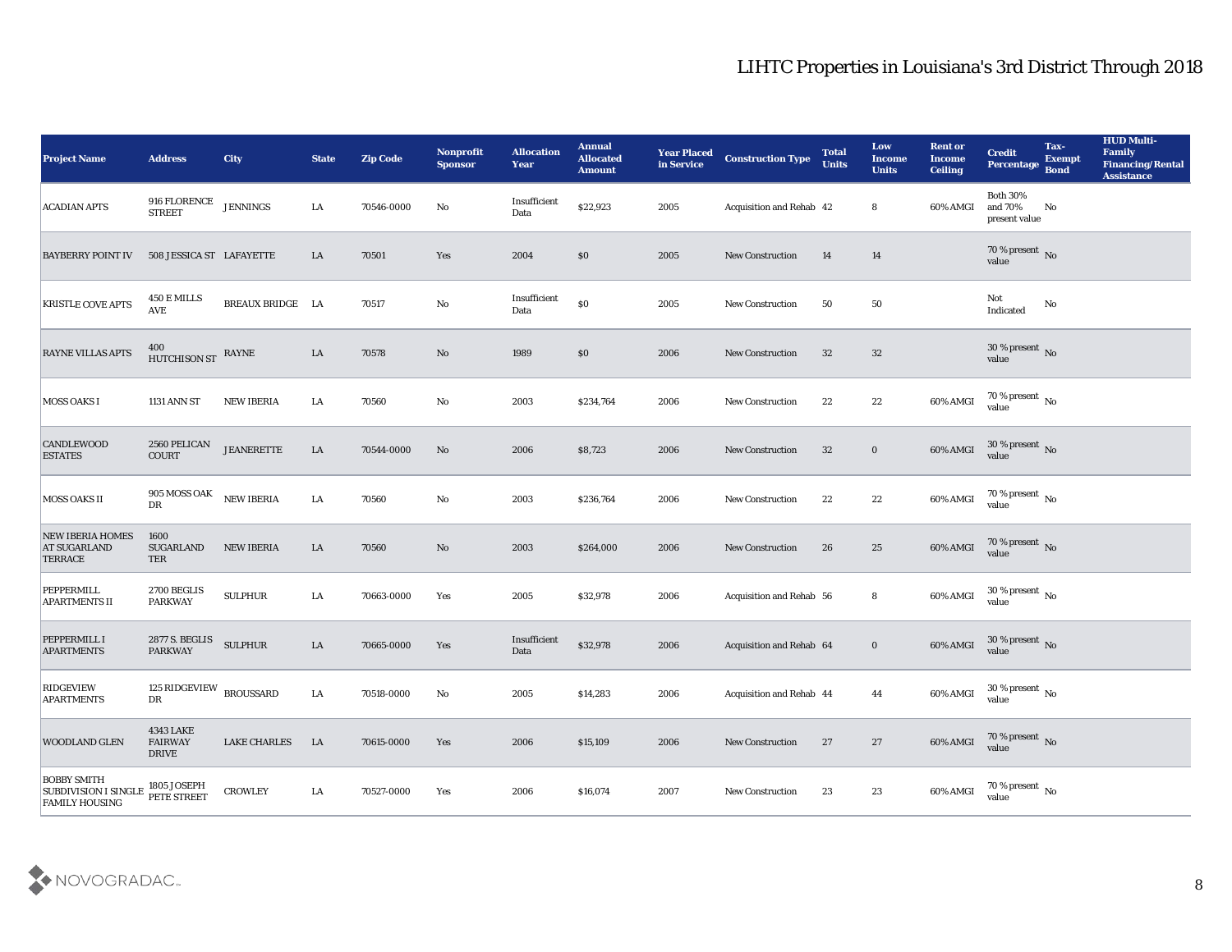# LIHTC Properties in Louisiana's 3rd District Through 2018

| Project Name | Address | City | State | Zip Code | Nonprofit Sponsor | Allocation Year | Annual Allocated Amount | Year Placed in Service | Construction Type | Total Units | Low Income Units | Rent or Income Ceiling | Credit Percentage | Tax-Exempt Bond | HUD Multi-Family Financing/Rental Assistance |
|---|---|---|---|---|---|---|---|---|---|---|---|---|---|---|---|
| ACADIAN APTS | 916 FLORENCE STREET | JENNINGS | LA | 70546-0000 | No | Insufficient Data | $22,923 | 2005 | Acquisition and Rehab | 42 | 8 | 60% AMGI | Both 30% and 70% present value | No | |
| BAYBERRY POINT IV | 508 JESSICA ST | LAFAYETTE | LA | 70501 | Yes | 2004 | $0 | 2005 | New Construction | 14 | 14 | | 70 % present value | No | |
| KRISTLE COVE APTS | 450 E MILLS AVE | BREAUX BRIDGE | LA | 70517 | No | Insufficient Data | $0 | 2005 | New Construction | 50 | 50 | | Not Indicated | No | |
| RAYNE VILLAS APTS | 400 HUTCHISON ST | RAYNE | LA | 70578 | No | 1989 | $0 | 2006 | New Construction | 32 | 32 | | 30 % present value | No | |
| MOSS OAKS I | 1131 ANN ST | NEW IBERIA | LA | 70560 | No | 2003 | $234,764 | 2006 | New Construction | 22 | 22 | 60% AMGI | 70 % present value | No | |
| CANDLEWOOD ESTATES | 2560 PELICAN COURT | JEANERETTE | LA | 70544-0000 | No | 2006 | $8,723 | 2006 | New Construction | 32 | 0 | 60% AMGI | 30 % present value | No | |
| MOSS OAKS II | 905 MOSS OAK DR | NEW IBERIA | LA | 70560 | No | 2003 | $236,764 | 2006 | New Construction | 22 | 22 | 60% AMGI | 70 % present value | No | |
| NEW IBERIA HOMES AT SUGARLAND TERRACE | 1600 SUGARLAND TER | NEW IBERIA | LA | 70560 | No | 2003 | $264,000 | 2006 | New Construction | 26 | 25 | 60% AMGI | 70 % present value | No | |
| PEPPERMILL APARTMENTS II | 2700 BEGLIS PARKWAY | SULPHUR | LA | 70663-0000 | Yes | 2005 | $32,978 | 2006 | Acquisition and Rehab | 56 | 8 | 60% AMGI | 30 % present value | No | |
| PEPPERMILL I APARTMENTS | 2877 S. BEGLIS PARKWAY | SULPHUR | LA | 70665-0000 | Yes | Insufficient Data | $32,978 | 2006 | Acquisition and Rehab | 64 | 0 | 60% AMGI | 30 % present value | No | |
| RIDGEVIEW APARTMENTS | 125 RIDGEVIEW DR | BROUSSARD | LA | 70518-0000 | No | 2005 | $14,283 | 2006 | Acquisition and Rehab | 44 | 44 | 60% AMGI | 30 % present value | No | |
| WOODLAND GLEN | 4343 LAKE FAIRWAY DRIVE | LAKE CHARLES | LA | 70615-0000 | Yes | 2006 | $15,109 | 2006 | New Construction | 27 | 27 | 60% AMGI | 70 % present value | No | |
| BOBBY SMITH SUBDIVISION I SINGLE FAMILY HOUSING | 1805 JOSEPH PETE STREET | CROWLEY | LA | 70527-0000 | Yes | 2006 | $16,074 | 2007 | New Construction | 23 | 23 | 60% AMGI | 70 % present value | No | |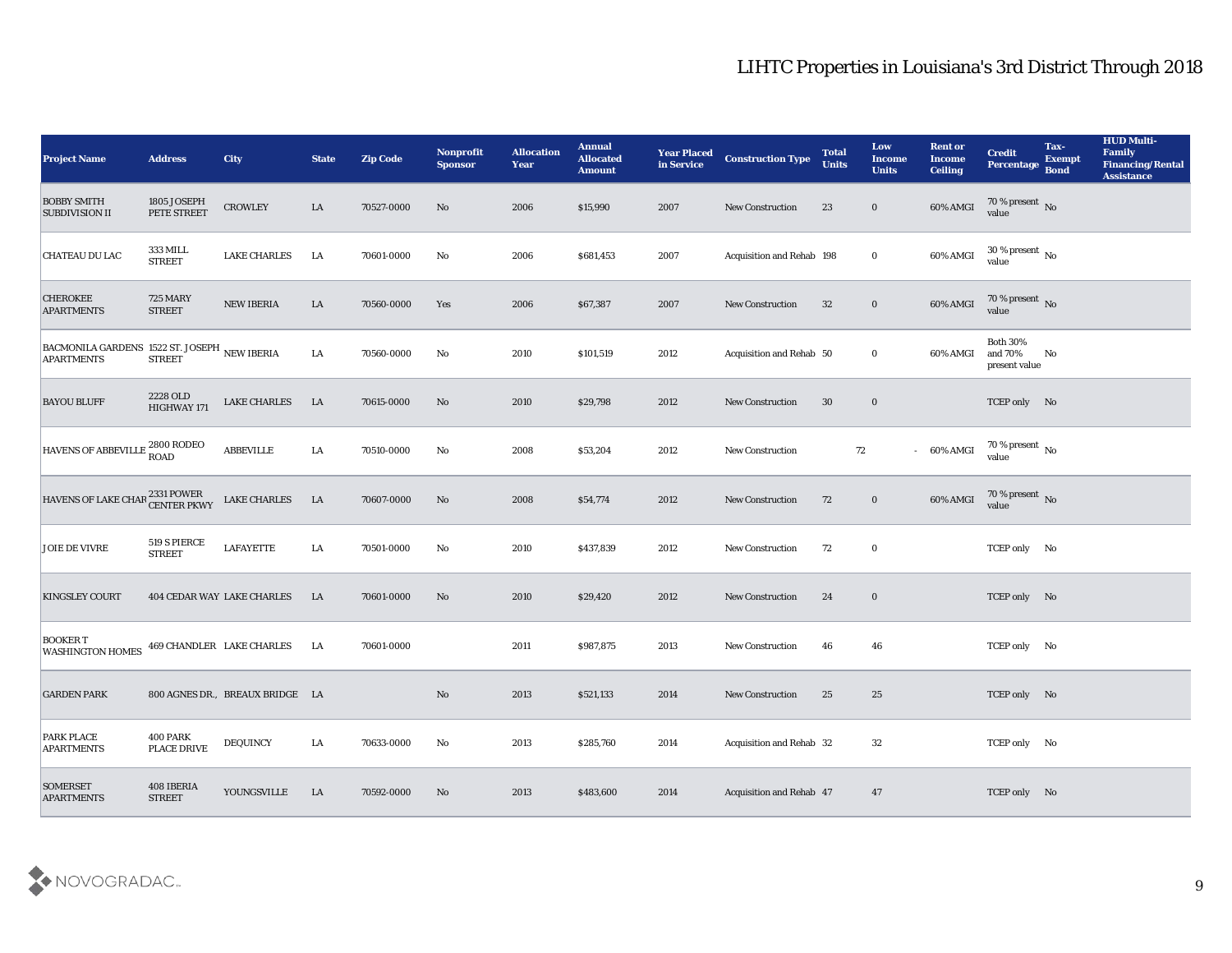# LIHTC Properties in Louisiana's 3rd District Through 2018

| Project Name | Address | City | State | Zip Code | Nonprofit Sponsor | Allocation Year | Annual Allocated Amount | Year Placed in Service | Construction Type | Total Units | Low Income Units | Rent or Income Ceiling | Credit Percentage | Tax-Exempt Bond | HUD Multi-Family Financing/Rental Assistance |
|---|---|---|---|---|---|---|---|---|---|---|---|---|---|---|---|
| BOBBY SMITH SUBDIVISION II | 1805 JOSEPH PETE STREET | CROWLEY | LA | 70527-0000 | No | 2006 | $15,990 | 2007 | New Construction | 23 | 0 | 60% AMGI | 70 % present value | No | |
| CHATEAU DU LAC | 333 MILL STREET | LAKE CHARLES | LA | 70601-0000 | No | 2006 | $681,453 | 2007 | Acquisition and Rehab | 198 | 0 | 60% AMGI | 30 % present value | No | |
| CHEROKEE APARTMENTS | 725 MARY STREET | NEW IBERIA | LA | 70560-0000 | Yes | 2006 | $67,387 | 2007 | New Construction | 32 | 0 | 60% AMGI | 70 % present value | No | |
| BACMONILA GARDENS APARTMENTS | 1522 ST. JOSEPH STREET | NEW IBERIA | LA | 70560-0000 | No | 2010 | $101,519 | 2012 | Acquisition and Rehab | 50 | 0 | 60% AMGI | Both 30% and 70% present value | No | |
| BAYOU BLUFF | 2228 OLD HIGHWAY 171 | LAKE CHARLES | LA | 70615-0000 | No | 2010 | $29,798 | 2012 | New Construction | 30 | 0 | | TCEP only | No | |
| HAVENS OF ABBEVILLE | 2800 RODEO ROAD | ABBEVILLE | LA | 70510-0000 | No | 2008 | $53,204 | 2012 | New Construction | 72 | - | 60% AMGI | 70 % present value | No | |
| HAVENS OF LAKE CHAR | 2331 POWER CENTER PKWY | LAKE CHARLES | LA | 70607-0000 | No | 2008 | $54,774 | 2012 | New Construction | 72 | 0 | 60% AMGI | 70 % present value | No | |
| JOIE DE VIVRE | 519 S PIERCE STREET | LAFAYETTE | LA | 70501-0000 | No | 2010 | $437,839 | 2012 | New Construction | 72 | 0 | | TCEP only | No | |
| KINGSLEY COURT | 404 CEDAR WAY | LAKE CHARLES | LA | 70601-0000 | No | 2010 | $29,420 | 2012 | New Construction | 24 | 0 | | TCEP only | No | |
| BOOKER T WASHINGTON HOMES | 469 CHANDLER | LAKE CHARLES | LA | 70601-0000 | | 2011 | $987,875 | 2013 | New Construction | 46 | 46 | | TCEP only | No | |
| GARDEN PARK | 800 AGNES DR., | BREAUX BRIDGE | LA | | No | 2013 | $521,133 | 2014 | New Construction | 25 | 25 | | TCEP only | No | |
| PARK PLACE APARTMENTS | 400 PARK PLACE DRIVE | DEQUINCY | LA | 70633-0000 | No | 2013 | $285,760 | 2014 | Acquisition and Rehab | 32 | 32 | | TCEP only | No | |
| SOMERSET APARTMENTS | 408 IBERIA STREET | YOUNGSVILLE | LA | 70592-0000 | No | 2013 | $483,600 | 2014 | Acquisition and Rehab | 47 | 47 | | TCEP only | No | |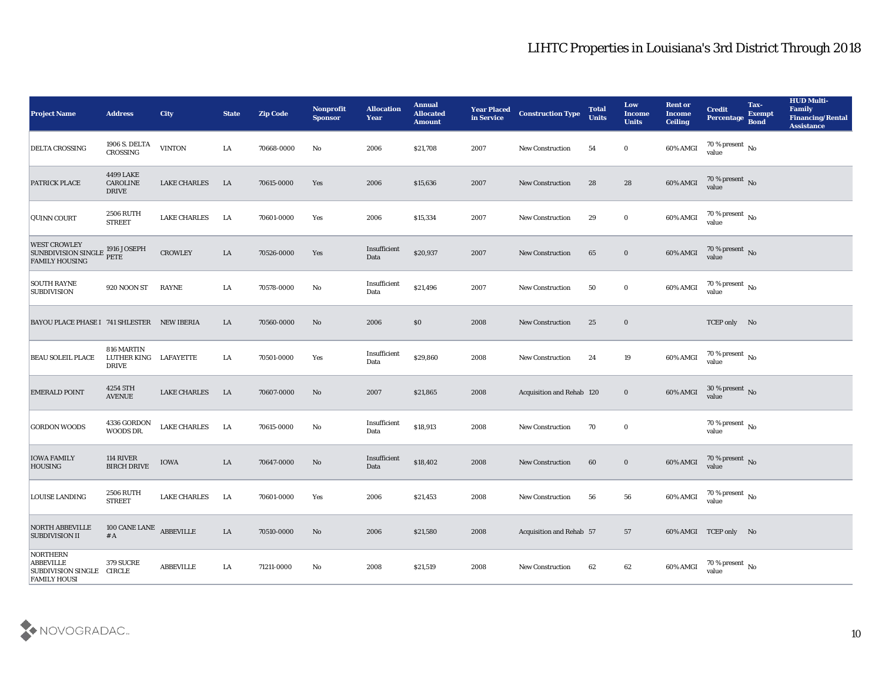# LIHTC Properties in Louisiana's 3rd District Through 2018

| Project Name | Address | City | State | Zip Code | Nonprofit Sponsor | Allocation Year | Annual Allocated Amount | Year Placed in Service | Construction Type | Total Units | Low Income Units | Rent or Income Ceiling | Credit Percentage | Tax-Exempt Bond | HUD Multi-Family Financing/Rental Assistance |
|---|---|---|---|---|---|---|---|---|---|---|---|---|---|---|---|
| DELTA CROSSING | 1906 S. DELTA CROSSING | VINTON | LA | 70668-0000 | No | 2006 | $21,708 | 2007 | New Construction | 54 | 0 | 60% AMGI | 70 % present value | No | |
| PATRICK PLACE | 4499 LAKE CAROLINE DRIVE | LAKE CHARLES | LA | 70615-0000 | Yes | 2006 | $15,636 | 2007 | New Construction | 28 | 28 | 60% AMGI | 70 % present value | No | |
| QUINN COURT | 2506 RUTH STREET | LAKE CHARLES | LA | 70601-0000 | Yes | 2006 | $15,334 | 2007 | New Construction | 29 | 0 | 60% AMGI | 70 % present value | No | |
| WEST CROWLEY SUNBDIVISION SINGLE FAMILY HOUSING | 1916 JOSEPH PETE | CROWLEY | LA | 70526-0000 | Yes | Insufficient Data | $20,937 | 2007 | New Construction | 65 | 0 | 60% AMGI | 70 % present value | No | |
| SOUTH RAYNE SUBDIVISION | 920 NOON ST | RAYNE | LA | 70578-0000 | No | Insufficient Data | $21,496 | 2007 | New Construction | 50 | 0 | 60% AMGI | 70 % present value | No | |
| BAYOU PLACE PHASE I | 741 SHLESTER | NEW IBERIA | LA | 70560-0000 | No | 2006 | $0 | 2008 | New Construction | 25 | 0 | | TCEP only | No | |
| BEAU SOLEIL PLACE | 816 MARTIN LUTHER KING DRIVE | LAFAYETTE | LA | 70501-0000 | Yes | Insufficient Data | $29,860 | 2008 | New Construction | 24 | 19 | 60% AMGI | 70 % present value | No | |
| EMERALD POINT | 4254 5TH AVENUE | LAKE CHARLES | LA | 70607-0000 | No | 2007 | $21,865 | 2008 | Acquisition and Rehab | 120 | 0 | 60% AMGI | 30 % present value | No | |
| GORDON WOODS | 4336 GORDON WOODS DR. | LAKE CHARLES | LA | 70615-0000 | No | Insufficient Data | $18,913 | 2008 | New Construction | 70 | 0 | | 70 % present value | No | |
| IOWA FAMILY HOUSING | 114 RIVER BIRCH DRIVE | IOWA | LA | 70647-0000 | No | Insufficient Data | $18,402 | 2008 | New Construction | 60 | 0 | 60% AMGI | 70 % present value | No | |
| LOUISE LANDING | 2506 RUTH STREET | LAKE CHARLES | LA | 70601-0000 | Yes | 2006 | $21,453 | 2008 | New Construction | 56 | 56 | 60% AMGI | 70 % present value | No | |
| NORTH ABBEVILLE SUBDIVISION II | 100 CANE LANE # A | ABBEVILLE | LA | 70510-0000 | No | 2006 | $21,580 | 2008 | Acquisition and Rehab | 57 | 57 | 60% AMGI | TCEP only | No | |
| NORTHERN ABBEVILLE SUBDIVISION SINGLE FAMILY HOUSI | 379 SUCRE CIRCLE | ABBEVILLE | LA | 71211-0000 | No | 2008 | $21,519 | 2008 | New Construction | 62 | 62 | 60% AMGI | 70 % present value | No | |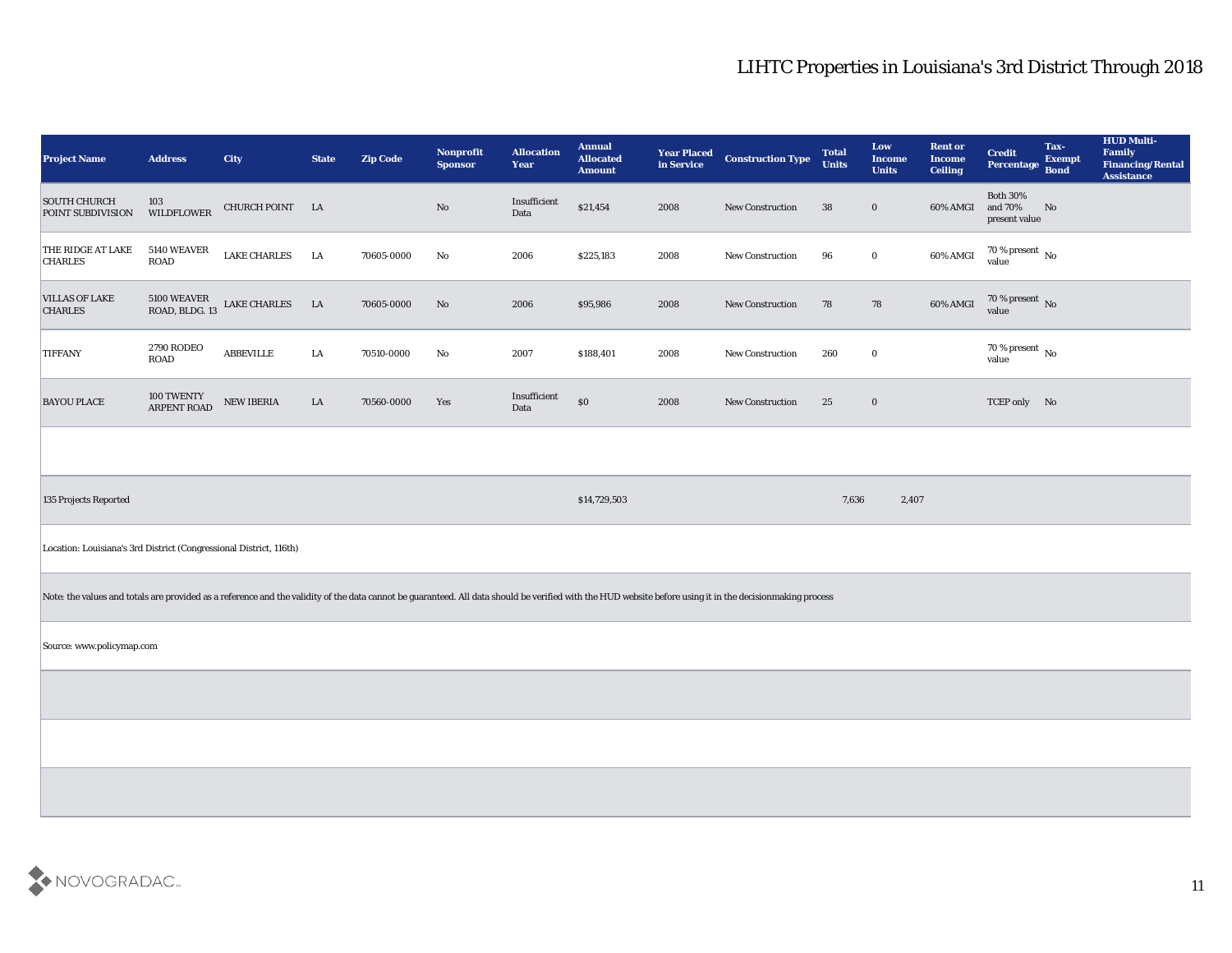## LIHTC Properties in Louisiana's 3rd District Through 2018

| Project Name | Address | City | State | Zip Code | Nonprofit Sponsor | Allocation Year | Annual Allocated Amount | Year Placed in Service | Construction Type | Total Units | Low Income Units | Rent or Income Ceiling | Credit Percentage | Tax-Exempt Bond | HUD Multi-Family Financing/Rental Assistance |
|---|---|---|---|---|---|---|---|---|---|---|---|---|---|---|---|
| SOUTH CHURCH POINT SUBDIVISION | 103 WILDFLOWER | CHURCH POINT | LA | | No | Insufficient Data | $21,454 | 2008 | New Construction | 38 | 0 | 60% AMGI | Both 30% and 70% present value | No | |
| THE RIDGE AT LAKE CHARLES | 5140 WEAVER ROAD | LAKE CHARLES | LA | 70605-0000 | No | 2006 | $225,183 | 2008 | New Construction | 96 | 0 | 60% AMGI | 70 % present value | No | |
| VILLAS OF LAKE CHARLES | 5100 WEAVER ROAD, BLDG. 13 | LAKE CHARLES | LA | 70605-0000 | No | 2006 | $95,986 | 2008 | New Construction | 78 | 78 | 60% AMGI | 70 % present value | No | |
| TIFFANY | 2790 RODEO ROAD | ABBEVILLE | LA | 70510-0000 | No | 2007 | $188,401 | 2008 | New Construction | 260 | 0 | | 70 % present value | No | |
| BAYOU PLACE | 100 TWENTY ARPENT ROAD | NEW IBERIA | LA | 70560-0000 | Yes | Insufficient Data | $0 | 2008 | New Construction | 25 | 0 | | TCEP only | No | |
| | | | | | | | | | | | | | | | |
| 135 Projects Reported | | | | | | | $14,729,503 | | | 7,636 | 2,407 | | | | |

Location: Louisiana's 3rd District (Congressional District, 116th)

Note: the values and totals are provided as a reference and the validity of the data cannot be guaranteed. All data should be verified with the HUD website before using it in the decisionmaking process

Source: www.policymap.com